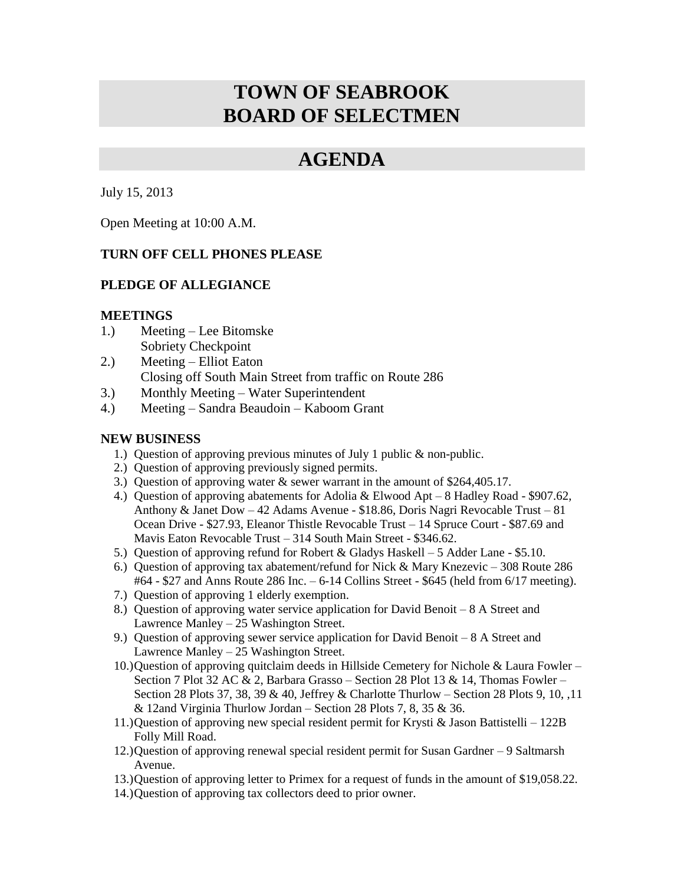# TOWN OF SEABROOK
# BOARD OF SELECTMEN

## AGENDA

July 15, 2013

Open Meeting at 10:00 A.M.

**TURN OFF CELL PHONES PLEASE**

**PLEDGE OF ALLEGIANCE**

### MEETINGS

1.) Meeting – Lee Bitomske
Sobriety Checkpoint
2.) Meeting – Elliot Eaton
Closing off South Main Street from traffic on Route 286
3.) Monthly Meeting – Water Superintendent
4.) Meeting – Sandra Beaudoin – Kaboom Grant

### NEW BUSINESS

1.) Question of approving previous minutes of July 1 public & non-public.
2.) Question of approving previously signed permits.
3.) Question of approving water & sewer warrant in the amount of $264,405.17.
4.) Question of approving abatements for Adolia & Elwood Apt – 8 Hadley Road - $907.62, Anthony & Janet Dow – 42 Adams Avenue - $18.86, Doris Nagri Revocable Trust – 81 Ocean Drive - $27.93, Eleanor Thistle Revocable Trust – 14 Spruce Court - $87.69 and Mavis Eaton Revocable Trust – 314 South Main Street - $346.62.
5.) Question of approving refund for Robert & Gladys Haskell – 5 Adder Lane - $5.10.
6.) Question of approving tax abatement/refund for Nick & Mary Knezevic – 308 Route 286 #64 - $27 and Anns Route 286 Inc. – 6-14 Collins Street - $645 (held from 6/17 meeting).
7.) Question of approving 1 elderly exemption.
8.) Question of approving water service application for David Benoit – 8 A Street and Lawrence Manley – 25 Washington Street.
9.) Question of approving sewer service application for David Benoit – 8 A Street and Lawrence Manley – 25 Washington Street.
10.) Question of approving quitclaim deeds in Hillside Cemetery for Nichole & Laura Fowler – Section 7 Plot 32 AC & 2, Barbara Grasso – Section 28 Plot 13 & 14, Thomas Fowler – Section 28 Plots 37, 38, 39 & 40, Jeffrey & Charlotte Thurlow – Section 28 Plots 9, 10, ,11 & 12and Virginia Thurlow Jordan – Section 28 Plots 7, 8, 35 & 36.
11.) Question of approving new special resident permit for Krysti & Jason Battistelli – 122B Folly Mill Road.
12.) Question of approving renewal special resident permit for Susan Gardner – 9 Saltmarsh Avenue.
13.) Question of approving letter to Primex for a request of funds in the amount of $19,058.22.
14.) Question of approving tax collectors deed to prior owner.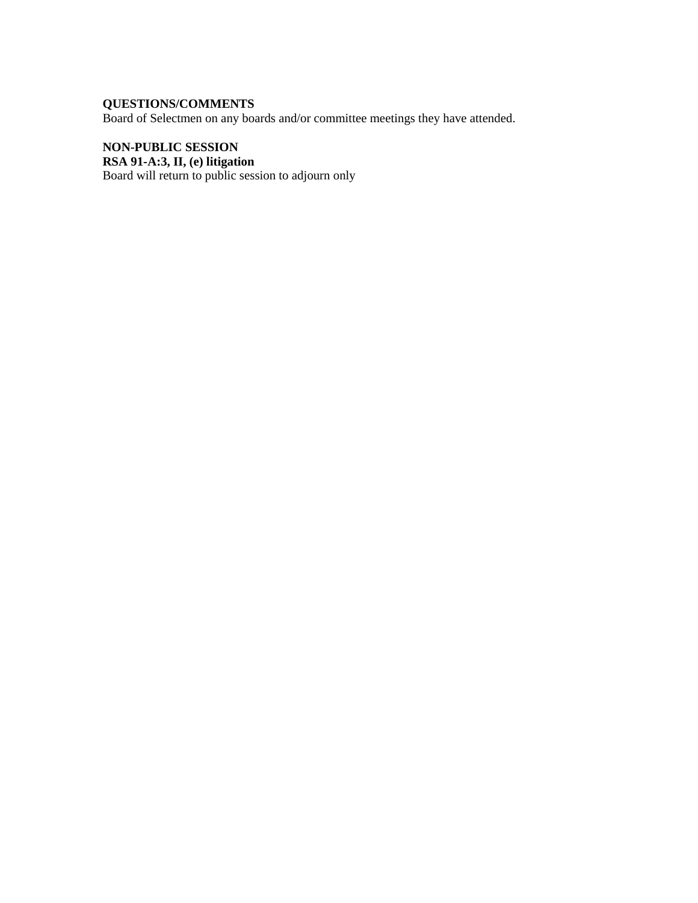**QUESTIONS/COMMENTS**
Board of Selectmen on any boards and/or committee meetings they have attended.

**NON-PUBLIC SESSION**
**RSA 91-A:3, II, (e) litigation**
Board will return to public session to adjourn only